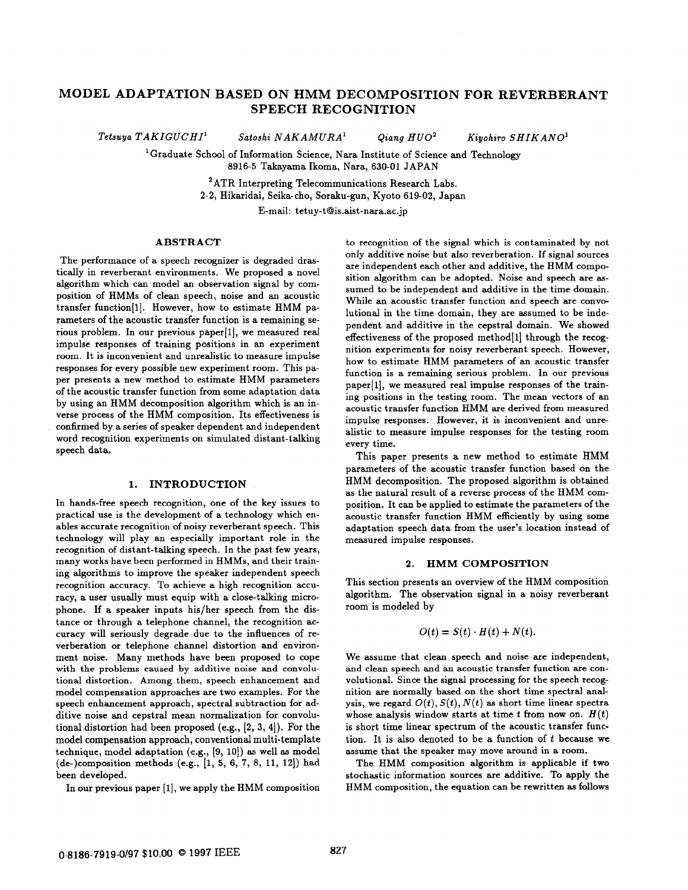# MODEL ADAPTATION BASED ON HMM DECOMPOSITION FOR REVERBERANT SPEECH RECOGNITION

*Tetsuya TAKIGUCHI*[1] *Satoshi NAKAMURA*[1] *Qiang HUO*[2] *Kiyohiro SHIKANO*[1]

[1]Graduate School of Information Science, Nara Institute of Science and Technology
8916-5 Takayama Ikoma, Nara, 630-01 JAPAN

[2]ATR Interpreting Telecommunications Research Labs.
2-2, Hikaridai, Seika-cho, Soraku-gun, Kyoto 619-02, Japan

E-mail: tetuy-t@is.aist-nara.ac.jp

## ABSTRACT

The performance of a speech recognizer is degraded drastically in reverberant environments. We proposed a novel algorithm which can model an observation signal by composition of HMMs of clean speech, noise and an acoustic transfer function[1]. However, how to estimate HMM parameters of the acoustic transfer function is a remaining serious problem. In our previous paper[1], we measured real impulse responses of training positions in an experiment room. It is inconvenient and unrealistic to measure impulse responses for every possible new experiment room. This paper presents a new method to estimate HMM parameters of the acoustic transfer function from some adaptation data by using an HMM decomposition algorithm which is an inverse process of the HMM composition. Its effectiveness is confirmed by a series of speaker dependent and independent word recognition experiments on simulated distant-talking speech data.

## 1. INTRODUCTION

In hands-free speech recognition, one of the key issues to practical use is the development of a technology which enables accurate recognition of noisy reverberant speech. This technology will play an especially important role in the recognition of distant-talking speech. In the past few years, many works have been performed in HMMs, and their training algorithms to improve the speaker independent speech recognition accuracy. To achieve a high recognition accuracy, a user usually must equip with a close-talking microphone. If a speaker inputs his/her speech from the distance or through a telephone channel, the recognition accuracy will seriously degrade due to the influences of reverberation or telephone channel distortion and environment noise. Many methods have been proposed to cope with the problems caused by additive noise and convolutional distortion. Among them, speech enhancement and model compensation approaches are two examples. For the speech enhancement approach, spectral subtraction for additive noise and cepstral mean normalization for convolutional distortion had been proposed (e.g., [2, 3, 4]). For the model compensation approach, conventional multi-template technique, model adaptation (e.g., [9, 10]) as well as model (de-)composition methods (e.g., [1, 5, 6, 7, 8, 11, 12]) had been developed.

In our previous paper [1], we apply the HMM composition to recognition of the signal which is contaminated by not only additive noise but also reverberation. If signal sources are independent each other and additive, the HMM composition algorithm can be adopted. Noise and speech are assumed to be independent and additive in the time domain. While an acoustic transfer function and speech are convolutional in the time domain, they are assumed to be independent and additive in the cepstral domain. We showed effectiveness of the proposed method[1] through the recognition experiments for noisy reverberant speech. However, how to estimate HMM parameters of an acoustic transfer function is a remaining serious problem. In our previous paper[1], we measured real impulse responses of the training positions in the testing room. The mean vectors of an acoustic transfer function HMM are derived from measured impulse responses. However, it is inconvenient and unrealistic to measure impulse responses for the testing room every time.

This paper presents a new method to estimate HMM parameters of the acoustic transfer function based on the HMM decomposition. The proposed algorithm is obtained as the natural result of a reverse process of the HMM composition. It can be applied to estimate the parameters of the acoustic transfer function HMM efficiently by using some adaptation speech data from the user's location instead of measured impulse responses.

## 2. HMM COMPOSITION

This section presents an overview of the HMM composition algorithm. The observation signal in a noisy reverberant room is modeled by

$$O(t) = S(t) \cdot H(t) + N(t).$$

We assume that clean speech and noise are independent, and clean speech and an acoustic transfer function are convolutional. Since the signal processing for the speech recognition are normally based on the short time spectral analysis, we regard $O(t), S(t), N(t)$ as short time linear spectra whose analysis window starts at time $t$ from now on. $H(t)$ is short time linear spectrum of the acoustic transfer function. It is also denoted to be a function of $t$ because we assume that the speaker may move around in a room.

The HMM composition algorithm is applicable if two stochastic information sources are additive. To apply the HMM composition, the equation can be rewritten as follows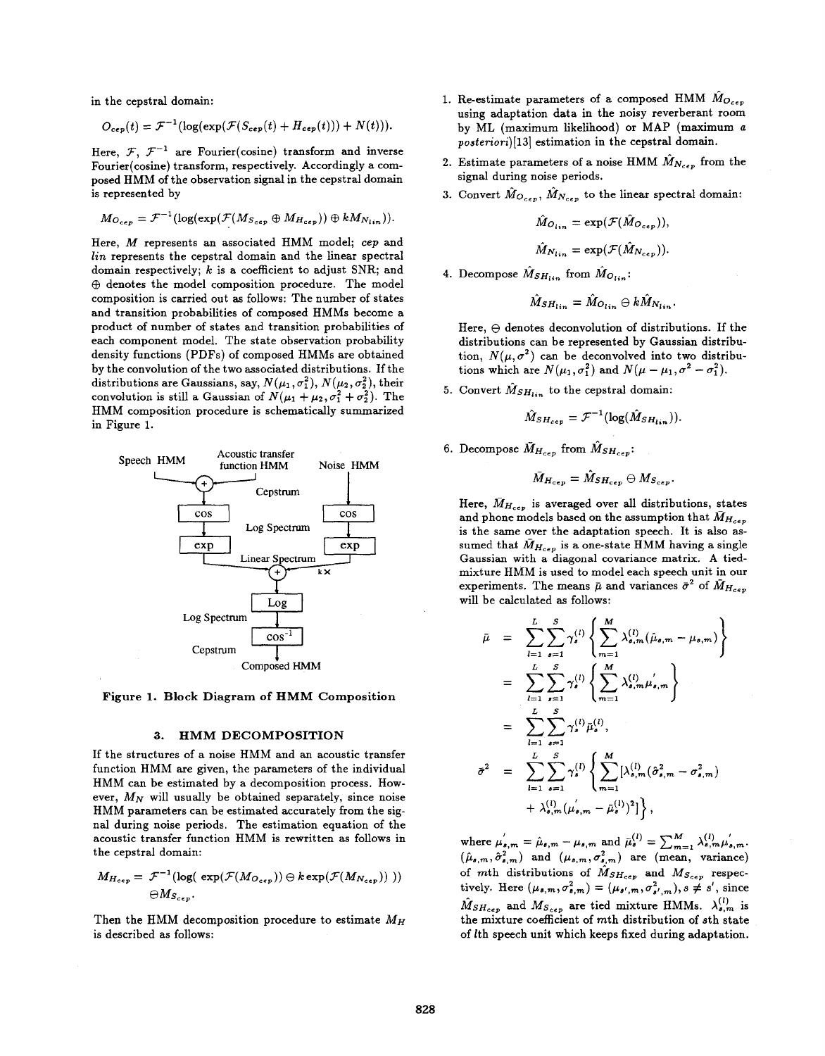in the cepstral domain:

$$O_{cep}(t) = \mathcal{F}^{-1}(\log(\exp(\mathcal{F}(S_{cep}(t) + H_{cep}(t))) + N(t))).$$

Here, $\mathcal{F}$, $\mathcal{F}^{-1}$ are Fourier(cosine) transform and inverse Fourier(cosine) transform, respectively. Accordingly a composed HMM of the observation signal in the cepstral domain is represented by

$$M_{O_{cep}} = \mathcal{F}^{-1}(\log(\exp(\mathcal{F}(M_{S_{cep}} \oplus M_{H_{cep}})) \oplus kM_{N_{lin}})).$$

Here, $M$ represents an associated HMM model; $cep$ and $lin$ represents the cepstral domain and the linear spectral domain respectively; $k$ is a coefficient to adjust SNR; and $\oplus$ denotes the model composition procedure. The model composition is carried out as follows: The number of states and transition probabilities of composed HMMs become a product of number of states and transition probabilities of each component model. The state observation probability density functions (PDFs) of composed HMMs are obtained by the convolution of the two associated distributions. If the distributions are Gaussians, say, $N(\mu_1, \sigma_1^2)$, $N(\mu_2, \sigma_2^2)$, their convolution is still a Gaussian of $N(\mu_1 + \mu_2, \sigma_1^2 + \sigma_2^2)$. The HMM composition procedure is schematically summarized in Figure 1.

Speech HMM — Acoustic transfer function HMM — Noise HMM — Cepstrum — cos — Log Spectrum — exp — Linear Spectrum — k× — Log — Log Spectrum — $\cos^{-1}$ — Cepstrum — Composed HMM

**Figure 1. Block Diagram of HMM Composition**

## 3. HMM DECOMPOSITION

If the structures of a noise HMM and an acoustic transfer function HMM are given, the parameters of the individual HMM can be estimated by a decomposition process. However, $M_N$ will usually be obtained separately, since noise HMM parameters can be estimated accurately from the signal during noise periods. The estimation equation of the acoustic transfer function HMM is rewritten as follows in the cepstral domain:

$$M_{H_{cep}} = \mathcal{F}^{-1}(\log(\exp(\mathcal{F}(M_{O_{cep}})) \ominus k\exp(\mathcal{F}(M_{N_{cep}})))) \ominus M_{S_{cep}}.$$

Then the HMM decomposition procedure to estimate $M_H$ is described as follows:

1. Re-estimate parameters of a composed HMM $\hat{M}_{O_{cep}}$ using adaptation data in the noisy reverberant room by ML (maximum likelihood) or MAP (maximum *a posteriori*)[13] estimation in the cepstral domain.
2. Estimate parameters of a noise HMM $\hat{M}_{N_{cep}}$ from the signal during noise periods.
3. Convert $\hat{M}_{O_{cep}}$, $\hat{M}_{N_{cep}}$ to the linear spectral domain:

$$\hat{M}_{O_{lin}} = \exp(\mathcal{F}(\hat{M}_{O_{cep}})),$$

$$\hat{M}_{N_{lin}} = \exp(\mathcal{F}(\hat{M}_{N_{cep}})).$$

4. Decompose $\hat{M}_{SH_{lin}}$ from $\hat{M}_{O_{lin}}$:

$$\hat{M}_{SH_{lin}} = \hat{M}_{O_{lin}} \ominus k\hat{M}_{N_{lin}}.$$

Here, $\ominus$ denotes deconvolution of distributions. If the distributions can be represented by Gaussian distribution, $N(\mu, \sigma^2)$ can be deconvolved into two distributions which are $N(\mu_1, \sigma_1^2)$ and $N(\mu - \mu_1, \sigma^2 - \sigma_1^2)$.

5. Convert $\hat{M}_{SH_{lin}}$ to the cepstral domain:

$$\hat{M}_{SH_{cep}} = \mathcal{F}^{-1}(\log(\hat{M}_{SH_{lin}})).$$

6. Decompose $\bar{M}_{H_{cep}}$ from $\hat{M}_{SH_{cep}}$:

$$\bar{M}_{H_{cep}} = \hat{M}_{SH_{cep}} \ominus M_{S_{cep}}.$$

Here, $\bar{M}_{H_{cep}}$ is averaged over all distributions, states and phone models based on the assumption that $\bar{M}_{H_{cep}}$ is the same over the adaptation speech. It is also assumed that $\bar{M}_{H_{cep}}$ is a one-state HMM having a single Gaussian with a diagonal covariance matrix. A tied-mixture HMM is used to model each speech unit in our experiments. The means $\bar{\mu}$ and variances $\bar{\sigma}^2$ of $\bar{M}_{H_{cep}}$ will be calculated as follows:

$$\begin{aligned}
\bar{\mu} &= \sum_{l=1}^{L}\sum_{s=1}^{S}\gamma_s^{(l)}\left\{\sum_{m=1}^{M}\lambda_{s,m}^{(l)}(\hat{\mu}_{s,m} - \mu_{s,m})\right\} \\
&= \sum_{l=1}^{L}\sum_{s=1}^{S}\gamma_s^{(l)}\left\{\sum_{m=1}^{M}\lambda_{s,m}^{(l)}\mu_{s,m}'\right\} \\
&= \sum_{l=1}^{L}\sum_{s=1}^{S}\gamma_s^{(l)}\bar{\mu}_s^{(l)}, \\
\bar{\sigma}^2 &= \sum_{l=1}^{L}\sum_{s=1}^{S}\gamma_s^{(l)}\left\{\sum_{m=1}^{M}[\lambda_{s,m}^{(l)}(\hat{\sigma}_{s,m}^2 - \sigma_{s,m}^2)\right. \\
&\quad \left. + \lambda_{s,m}^{(l)}(\mu_{s,m}' - \bar{\mu}_s^{(l)})^2]\right\},
\end{aligned}$$

where $\mu_{s,m}' = \hat{\mu}_{s,m} - \mu_{s,m}$ and $\bar{\mu}_s^{(l)} = \sum_{m=1}^{M}\lambda_{s,m}^{(l)}\mu_{s,m}'$. $(\hat{\mu}_{s,m}, \hat{\sigma}_{s,m}^2)$ and $(\mu_{s,m}, \sigma_{s,m}^2)$ are (mean, variance) of $m$th distributions of $\hat{M}_{SH_{cep}}$ and $M_{S_{cep}}$ respectively. Here $(\mu_{s,m}, \sigma_{s,m}^2) = (\mu_{s',m}, \sigma_{s',m}^2), s \neq s'$, since $\hat{M}_{SH_{cep}}$ and $M_{S_{cep}}$ are tied mixture HMMs. $\lambda_{s,m}^{(l)}$ is the mixture coefficient of $m$th distribution of $s$th state of $l$th speech unit which keeps fixed during adaptation.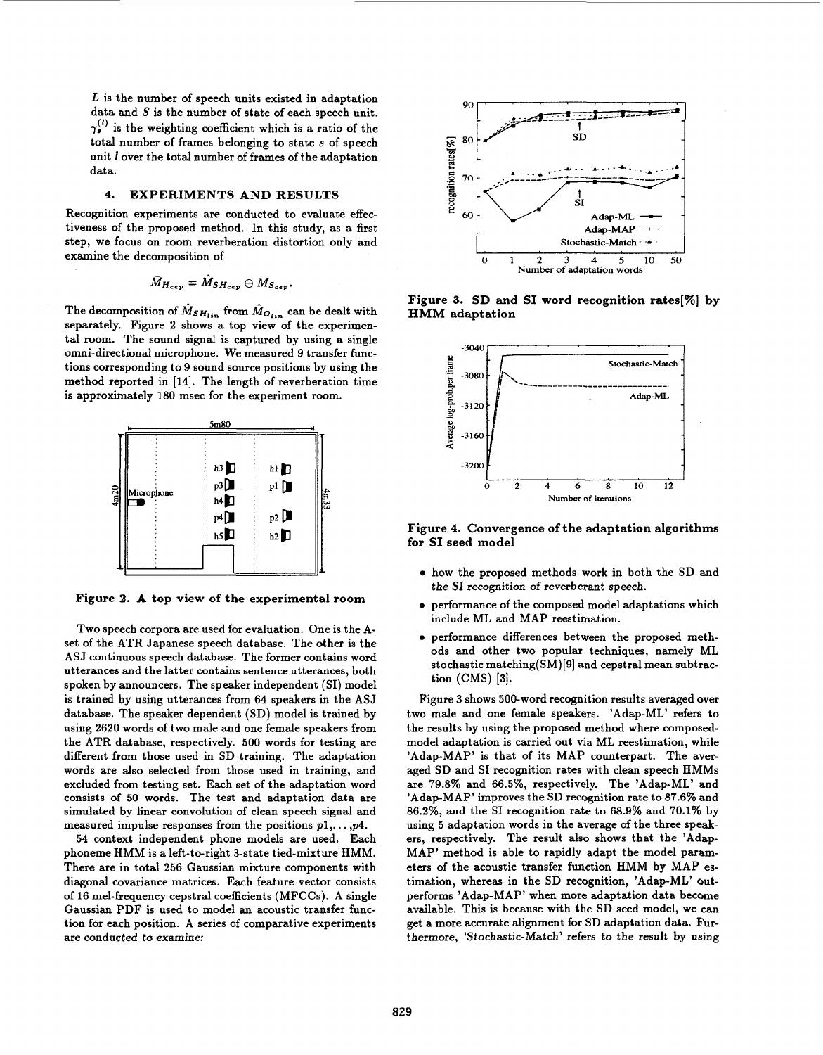$L$ is the number of speech units existed in adaptation data and $S$ is the number of state of each speech unit. $\gamma_s^{(l)}$ is the weighting coefficient which is a ratio of the total number of frames belonging to state $s$ of speech unit $l$ over the total number of frames of the adaptation data.

## 4. EXPERIMENTS AND RESULTS

Recognition experiments are conducted to evaluate effectiveness of the proposed method. In this study, as a first step, we focus on room reverberation distortion only and examine the decomposition of

$$\hat{M}_{H_{cep}} = \hat{M}_{SH_{cep}} \ominus M_{S_{cep}}.$$

The decomposition of $\hat{M}_{SH_{lin}}$ from $\hat{M}_{O_{lin}}$ can be dealt with separately. Figure 2 shows a top view of the experimental room. The sound signal is captured by using a single omni-directional microphone. We measured 9 transfer functions corresponding to 9 sound source positions by using the method reported in [14]. The length of reverberation time is approximately 180 msec for the experiment room.

**Figure 2. A top view of the experimental room**

Two speech corpora are used for evaluation. One is the A-set of the ATR Japanese speech database. The other is the ASJ continuous speech database. The former contains word utterances and the latter contains sentence utterances, both spoken by announcers. The speaker independent (SI) model is trained by using utterances from 64 speakers in the ASJ database. The speaker dependent (SD) model is trained by using 2620 words of two male and one female speakers from the ATR database, respectively. 500 words for testing are different from those used in SD training. The adaptation words are also selected from those used in training, and excluded from testing set. Each set of the adaptation word consists of 50 words. The test and adaptation data are simulated by linear convolution of clean speech signal and measured impulse responses from the positions $p1, \ldots, p4$.

54 context independent phone models are used. Each phoneme HMM is a left-to-right 3-state tied-mixture HMM. There are in total 256 Gaussian mixture components with diagonal covariance matrices. Each feature vector consists of 16 mel-frequency cepstral coefficients (MFCCs). A single Gaussian PDF is used to model an acoustic transfer function for each position. A series of comparative experiments are conducted to examine:

**Figure 3. SD and SI word recognition rates[%] by HMM adaptation**

**Figure 4. Convergence of the adaptation algorithms for SI seed model**

- how the proposed methods work in both the SD and the SI recognition of reverberant speech.
- performance of the composed model adaptations which include ML and MAP reestimation.
- performance differences between the proposed methods and other two popular techniques, namely ML stochastic matching(SM)[9] and cepstral mean subtraction (CMS) [3].

Figure 3 shows 500-word recognition results averaged over two male and one female speakers. 'Adap-ML' refers to the results by using the proposed method where composed-model adaptation is carried out via ML reestimation, while 'Adap-MAP' is that of its MAP counterpart. The averaged SD and SI recognition rates with clean speech HMMs are 79.8% and 66.5%, respectively. The 'Adap-ML' and 'Adap-MAP' improves the SD recognition rate to 87.6% and 86.2%, and the SI recognition rate to 68.9% and 70.1% by using 5 adaptation words in the average of the three speakers, respectively. The result also shows that the 'Adap-MAP' method is able to rapidly adapt the model parameters of the acoustic transfer function HMM by MAP estimation, whereas in the SD recognition, 'Adap-ML' outperforms 'Adap-MAP' when more adaptation data become available. This is because with the SD seed model, we can get a more accurate alignment for SD adaptation data. Furthermore, 'Stochastic-Match' refers to the result by using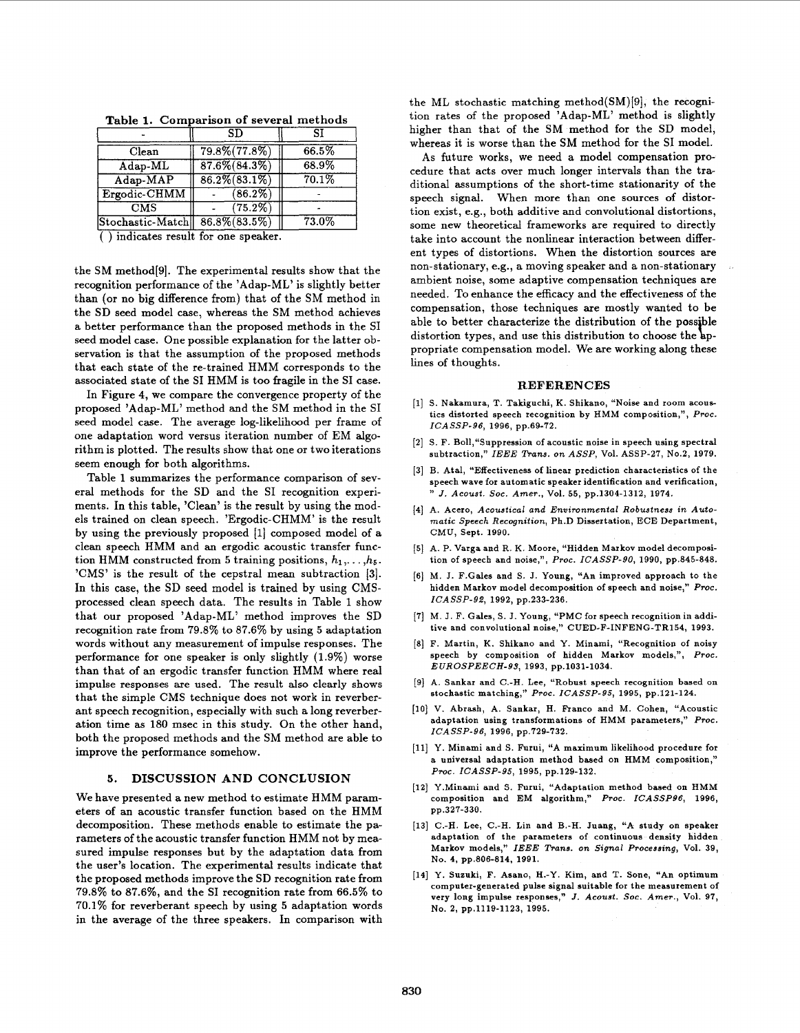**Table 1. Comparison of several methods**

| - | SD | SI |
|---|---|---|
| Clean | 79.8%(77.8%) | 66.5% |
| Adap-ML | 87.6%(84.3%) | 68.9% |
| Adap-MAP | 86.2%(83.1%) | 70.1% |
| Ergodic-CHMM | - (86.2%) | - |
| CMS | - (75.2%) | - |
| Stochastic-Match | 86.8%(83.5%) | 73.0% |

( ) indicates result for one speaker.

the SM method[9]. The experimental results show that the recognition performance of the 'Adap-ML' is slightly better than (or no big difference from) that of the SM method in the SD seed model case, whereas the SM method achieves a better performance than the proposed methods in the SI seed model case. One possible explanation for the latter observation is that the assumption of the proposed methods that each state of the re-trained HMM corresponds to the associated state of the SI HMM is too fragile in the SI case.

In Figure 4, we compare the convergence property of the proposed 'Adap-ML' method and the SM method in the SI seed model case. The average log-likelihood per frame of one adaptation word versus iteration number of EM algorithm is plotted. The results show that one or two iterations seem enough for both algorithms.

Table 1 summarizes the performance comparison of several methods for the SD and the SI recognition experiments. In this table, 'Clean' is the result by using the models trained on clean speech. 'Ergodic-CHMM' is the result by using the previously proposed [1] composed model of a clean speech HMM and an ergodic acoustic transfer function HMM constructed from 5 training positions, $h_1, \ldots, h_5$. 'CMS' is the result of the cepstral mean subtraction [3]. In this case, the SD seed model is trained by using CMS-processed clean speech data. The results in Table 1 show that our proposed 'Adap-ML' method improves the SD recognition rate from 79.8% to 87.6% by using 5 adaptation words without any measurement of impulse responses. The performance for one speaker is only slightly (1.9%) worse than that of an ergodic transfer function HMM where real impulse responses are used. The result also clearly shows that the simple CMS technique does not work in reverberant speech recognition, especially with such a long reverberation time as 180 msec in this study. On the other hand, both the proposed methods and the SM method are able to improve the performance somehow.

## 5. DISCUSSION AND CONCLUSION

We have presented a new method to estimate HMM parameters of an acoustic transfer function based on the HMM decomposition. These methods enable to estimate the parameters of the acoustic transfer function HMM not by measured impulse responses but by the adaptation data from the user's location. The experimental results indicate that the proposed methods improve the SD recognition rate from 79.8% to 87.6%, and the SI recognition rate from 66.5% to 70.1% for reverberant speech by using 5 adaptation words in the average of the three speakers. In comparison with the ML stochastic matching method(SM)[9], the recognition rates of the proposed 'Adap-ML' method is slightly higher than that of the SM method for the SD model, whereas it is worse than the SM method for the SI model.

As future works, we need a model compensation procedure that acts over much longer intervals than the traditional assumptions of the short-time stationarity of the speech signal. When more than one sources of distortion exist, e.g., both additive and convolutional distortions, some new theoretical frameworks are required to directly take into account the nonlinear interaction between different types of distortions. When the distortion sources are non-stationary, e.g., a moving speaker and a non-stationary ambient noise, some adaptive compensation techniques are needed. To enhance the efficacy and the effectiveness of the compensation, those techniques are mostly wanted to be able to better characterize the distribution of the possible distortion types, and use this distribution to choose the appropriate compensation model. We are working along these lines of thoughts.

## REFERENCES

[1] S. Nakamura, T. Takiguchi, K. Shikano, "Noise and room acoustics distorted speech recognition by HMM composition,", *Proc. ICASSP-96*, 1996, pp.69-72.

[2] S. F. Boll,"Suppression of acoustic noise in speech using spectral subtraction," *IEEE Trans. on ASSP*, Vol. ASSP-27, No.2, 1979.

[3] B. Atal, "Effectiveness of linear prediction characteristics of the speech wave for automatic speaker identification and verification, " *J. Acoust. Soc. Amer.*, Vol. 55, pp.1304-1312, 1974.

[4] A. Acero, *Acoustical and Environmental Robustness in Automatic Speech Recognition*, Ph.D Dissertation, ECE Department, CMU, Sept. 1990.

[5] A. P. Varga and R. K. Moore, "Hidden Markov model decomposition of speech and noise,", *Proc. ICASSP-90*, 1990, pp.845-848.

[6] M. J. F.Gales and S. J. Young, "An improved approach to the hidden Markov model decomposition of speech and noise," *Proc. ICASSP-92*, 1992, pp.233-236.

[7] M. J. F. Gales, S. J. Young, "PMC for speech recognition in additive and convolutional noise," CUED-F-INFENG-TR154, 1993.

[8] F. Martin, K. Shikano and Y. Minami, "Recognition of noisy speech by composition of hidden Markov models,", *Proc. EUROSPEECH-93*, 1993, pp.1031-1034.

[9] A. Sankar and C.-H. Lee, "Robust speech recognition based on stochastic matching," *Proc. ICASSP-95*, 1995, pp.121-124.

[10] V. Abrash, A. Sankar, H. Franco and M. Cohen, "Acoustic adaptation using transformations of HMM parameters," *Proc. ICASSP-96*, 1996, pp.729-732.

[11] Y. Minami and S. Furui, "A maximum likelihood procedure for a universal adaptation method based on HMM composition," *Proc. ICASSP-95*, 1995, pp.129-132.

[12] Y.Minami and S. Furui, "Adaptation method based on HMM composition and EM algorithm," *Proc. ICASSP96*, 1996, pp.327-330.

[13] C.-H. Lee, C.-H. Lin and B.-H. Juang, "A study on speaker adaptation of the parameters of continuous density hidden Markov models," *IEEE Trans. on Signal Processing*, Vol. 39, No. 4, pp.806-814, 1991.

[14] Y. Suzuki, F. Asano, H.-Y. Kim, and T. Sone, "An optimum computer-generated pulse signal suitable for the measurement of very long impulse responses," *J. Acoust. Soc. Amer.*, Vol. 97, No. 2, pp.1119-1123, 1995.